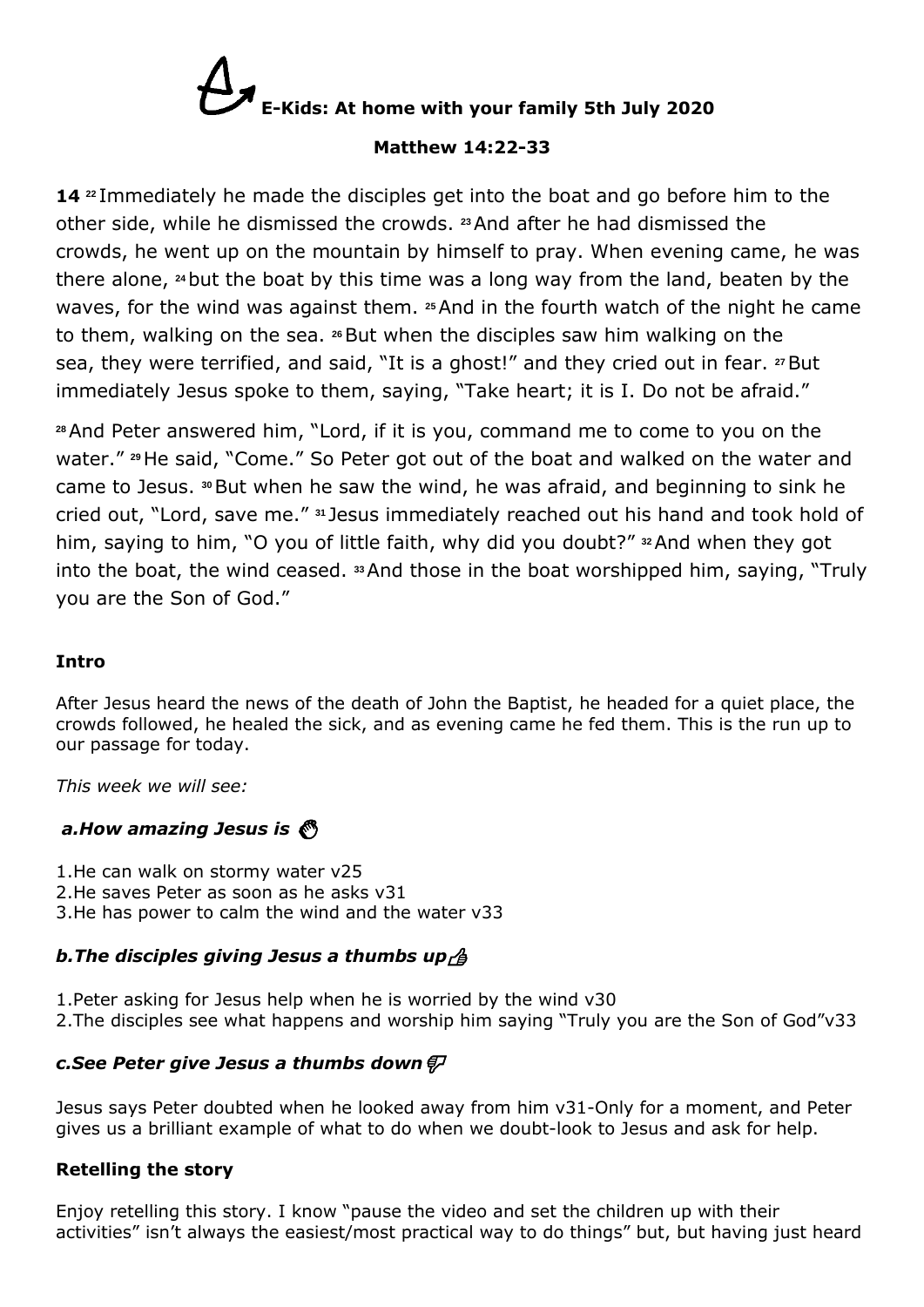# E-Kids: At home with your family 5th July 2020

**Matthew 14:22-33**

**14** [22] Immediately he made the disciples get into the boat and go before him to the other side, while he dismissed the crowds. [23] And after he had dismissed the crowds, he went up on the mountain by himself to pray. When evening came, he was there alone, [24] but the boat by this time was a long way from the land, beaten by the waves, for the wind was against them. [25] And in the fourth watch of the night he came to them, walking on the sea. [26] But when the disciples saw him walking on the sea, they were terrified, and said, "It is a ghost!" and they cried out in fear. [27] But immediately Jesus spoke to them, saying, "Take heart; it is I. Do not be afraid."

[28] And Peter answered him, "Lord, if it is you, command me to come to you on the water." [29] He said, "Come." So Peter got out of the boat and walked on the water and came to Jesus. [30] But when he saw the wind, he was afraid, and beginning to sink he cried out, "Lord, save me." [31] Jesus immediately reached out his hand and took hold of him, saying to him, "O you of little faith, why did you doubt?" [32] And when they got into the boat, the wind ceased. [33] And those in the boat worshipped him, saying, "Truly you are the Son of God."

### Intro

After Jesus heard the news of the death of John the Baptist, he headed for a quiet place, the crowds followed, he healed the sick, and as evening came he fed them. This is the run up to our passage for today.

*This week we will see:*

#### *a.How amazing Jesus is* 👏

1. He can walk on stormy water v25
2. He saves Peter as soon as he asks v31
3. He has power to calm the wind and the water v33

#### *b.The disciples giving Jesus a thumbs up* 👍

1. Peter asking for Jesus help when he is worried by the wind v30
2. The disciples see what happens and worship him saying "Truly you are the Son of God"v33

#### *c.See Peter give Jesus a thumbs down* 👎

Jesus says Peter doubted when he looked away from him v31-Only for a moment, and Peter gives us a brilliant example of what to do when we doubt-look to Jesus and ask for help.

### Retelling the story

Enjoy retelling this story. I know "pause the video and set the children up with their activities" isn't always the easiest/most practical way to do things" but, but having just heard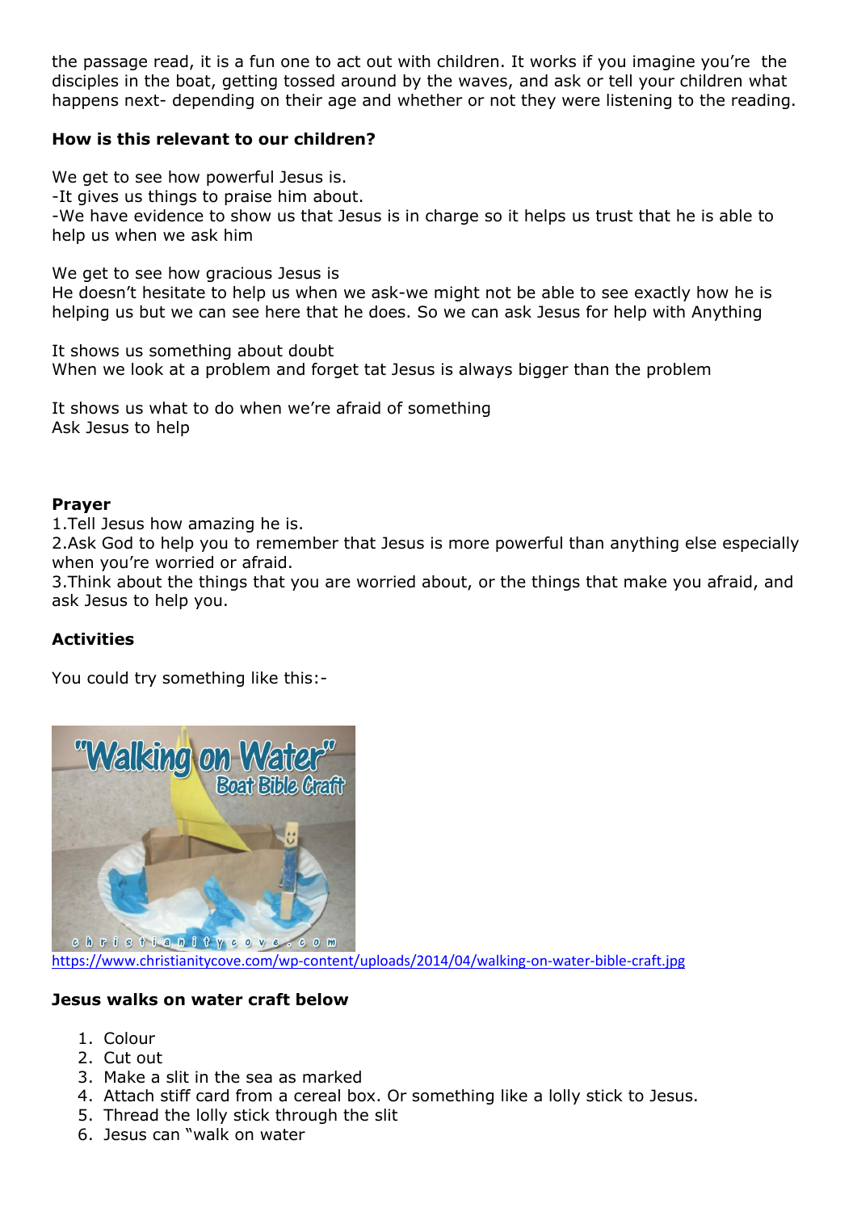the passage read, it is a fun one to act out with children. It works if you imagine you're the disciples in the boat, getting tossed around by the waves, and ask or tell your children what happens next- depending on their age and whether or not they were listening to the reading.

**How is this relevant to our children?**

We get to see how powerful Jesus is.
-It gives us things to praise him about.
-We have evidence to show us that Jesus is in charge so it helps us trust that he is able to help us when we ask him

We get to see how gracious Jesus is
He doesn't hesitate to help us when we ask-we might not be able to see exactly how he is helping us but we can see here that he does. So we can ask Jesus for help with Anything

It shows us something about doubt
When we look at a problem and forget tat Jesus is always bigger than the problem

It shows us what to do when we're afraid of something
Ask Jesus to help

**Prayer**
1.Tell Jesus how amazing he is.
2.Ask God to help you to remember that Jesus is more powerful than anything else especially when you're worried or afraid.
3.Think about the things that you are worried about, or the things that make you afraid, and ask Jesus to help you.

**Activities**

You could try something like this:-

"Walking on Water" Boat Bible Craft

https://www.christianitycove.com/wp-content/uploads/2014/04/walking-on-water-bible-craft.jpg

**Jesus walks on water craft below**

1. Colour
2. Cut out
3. Make a slit in the sea as marked
4. Attach stiff card from a cereal box. Or something like a lolly stick to Jesus.
5. Thread the lolly stick through the slit
6. Jesus can "walk on water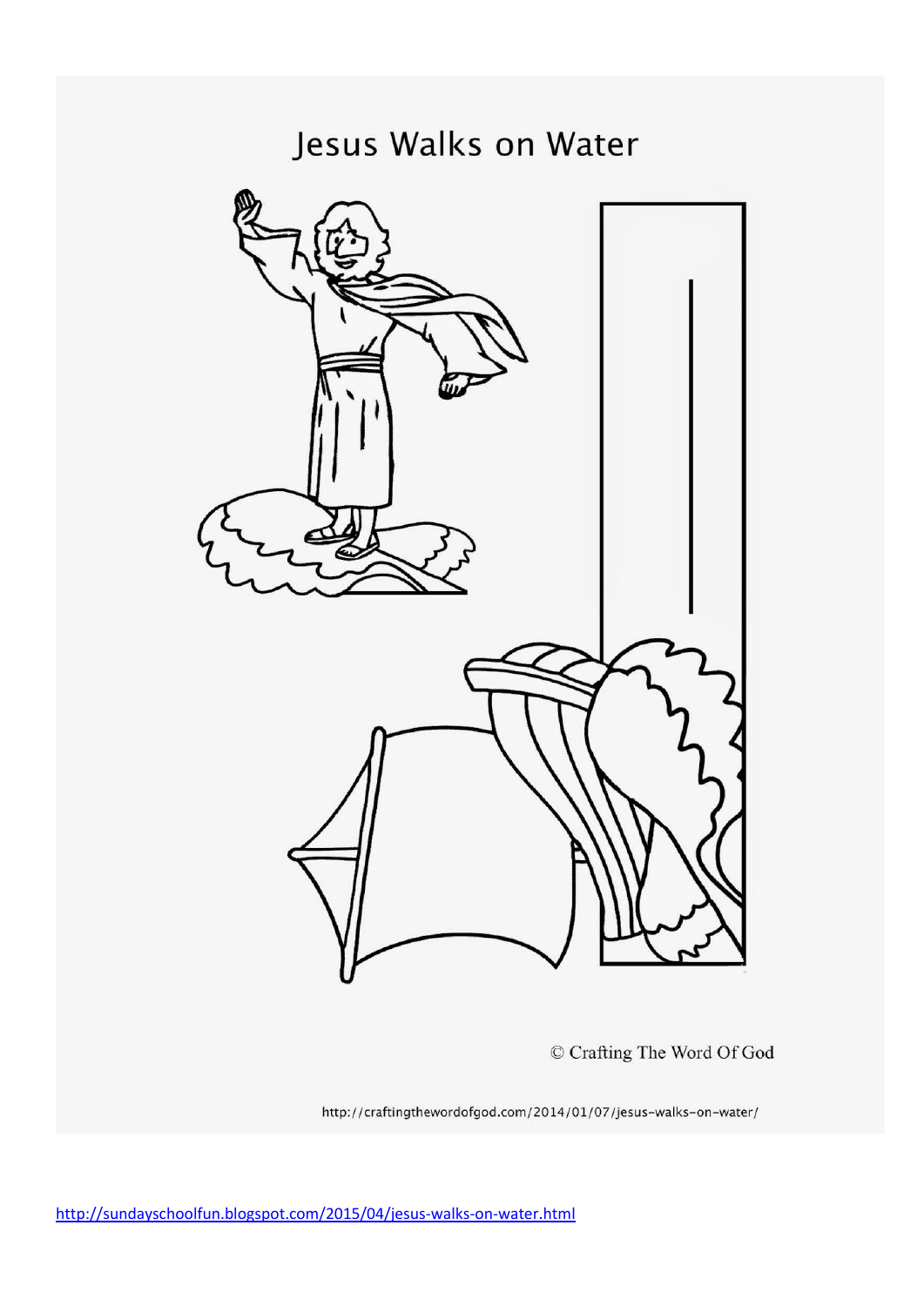# Jesus Walks on Water

© Crafting The Word Of God

http://craftingthewordofgod.com/2014/01/07/jesus-walks-on-water/

http://sundayschoolfun.blogspot.com/2015/04/jesus-walks-on-water.html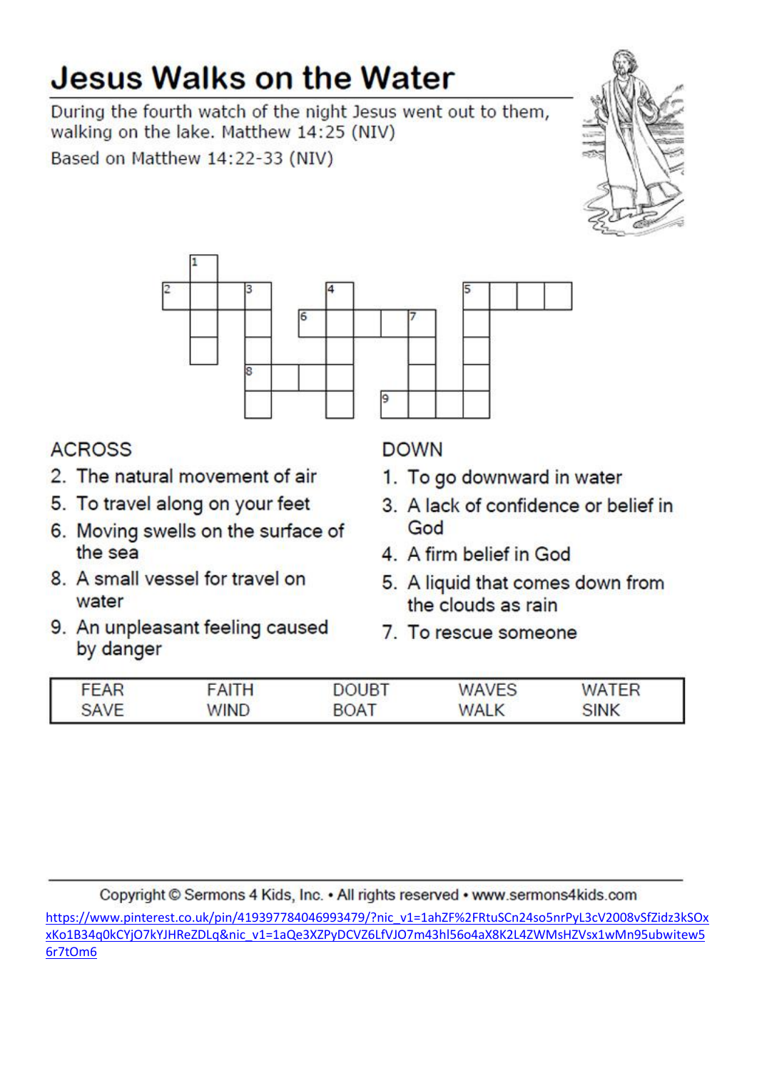# Jesus Walks on the Water

During the fourth watch of the night Jesus went out to them, walking on the lake. Matthew 14:25 (NIV)

Based on Matthew 14:22-33 (NIV)

**ACROSS**

2. The natural movement of air
5. To travel along on your feet
6. Moving swells on the surface of the sea
8. A small vessel for travel on water
9. An unpleasant feeling caused by danger

**DOWN**

1. To go downward in water
3. A lack of confidence or belief in God
4. A firm belief in God
5. A liquid that comes down from the clouds as rain
7. To rescue someone

| FEAR | FAITH | DOUBT | WAVES | WATER |
|---|---|---|---|---|
| SAVE | WIND | BOAT | WALK | SINK |

Copyright © Sermons 4 Kids, Inc. • All rights reserved • www.sermons4kids.com

https://www.pinterest.co.uk/pin/419397784046993479/?nic_v1=1ahZF%2FRtuSCn24so5nrPyL3cV2008vSfZidz3kSOxxKo1B34q0kCYjO7kYJHReZDLq&nic_v1=1aQe3XZPyDCVZ6LfVJO7m43hl56o4aX8K2L4ZWMsHZVsx1wMn95ubwitew56r7tOm6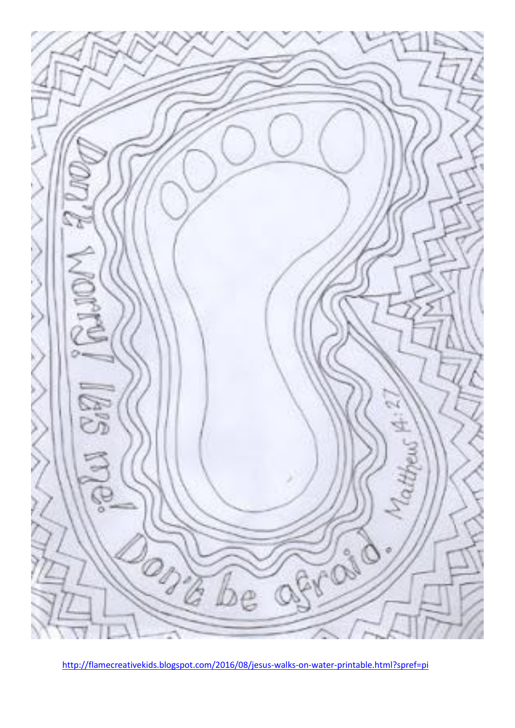Don't worry! It's me! Don't be afraid. Matthew 14:27

http://flamecreativekids.blogspot.com/2016/08/jesus-walks-on-water-printable.html?spref=pi